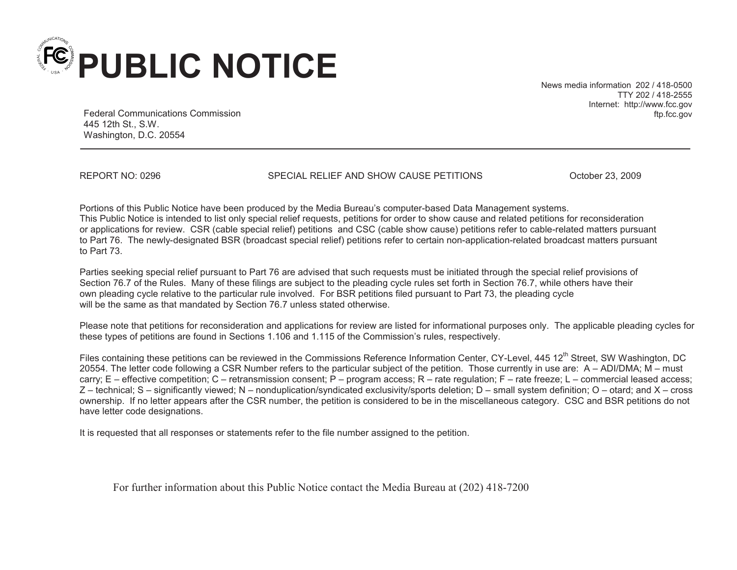# PUBLIC NOTICE

Federal Communications Commission
445 12th St., S.W.
Washington, D.C. 20554

News media information 202 / 418-0500
TTY 202 / 418-2555
Internet: http://www.fcc.gov
ftp.fcc.gov

REPORT NO: 0296 SPECIAL RELIEF AND SHOW CAUSE PETITIONS October 23, 2009

Portions of this Public Notice have been produced by the Media Bureau's computer-based Data Management systems. This Public Notice is intended to list only special relief requests, petitions for order to show cause and related petitions for reconsideration or applications for review. CSR (cable special relief) petitions and CSC (cable show cause) petitions refer to cable-related matters pursuant to Part 76. The newly-designated BSR (broadcast special relief) petitions refer to certain non-application-related broadcast matters pursuant to Part 73.

Parties seeking special relief pursuant to Part 76 are advised that such requests must be initiated through the special relief provisions of Section 76.7 of the Rules. Many of these filings are subject to the pleading cycle rules set forth in Section 76.7, while others have their own pleading cycle relative to the particular rule involved. For BSR petitions filed pursuant to Part 73, the pleading cycle will be the same as that mandated by Section 76.7 unless stated otherwise.

Please note that petitions for reconsideration and applications for review are listed for informational purposes only. The applicable pleading cycles for these types of petitions are found in Sections 1.106 and 1.115 of the Commission's rules, respectively.

Files containing these petitions can be reviewed in the Commissions Reference Information Center, CY-Level, 445 12th Street, SW Washington, DC 20554. The letter code following a CSR Number refers to the particular subject of the petition. Those currently in use are: A – ADI/DMA; M – must carry; E – effective competition; C – retransmission consent; P – program access; R – rate regulation; F – rate freeze; L – commercial leased access; Z – technical; S – significantly viewed; N – nonduplication/syndicated exclusivity/sports deletion; D – small system definition; O – otard; and X – cross ownership. If no letter appears after the CSR number, the petition is considered to be in the miscellaneous category. CSC and BSR petitions do not have letter code designations.

It is requested that all responses or statements refer to the file number assigned to the petition.

For further information about this Public Notice contact the Media Bureau at (202) 418-7200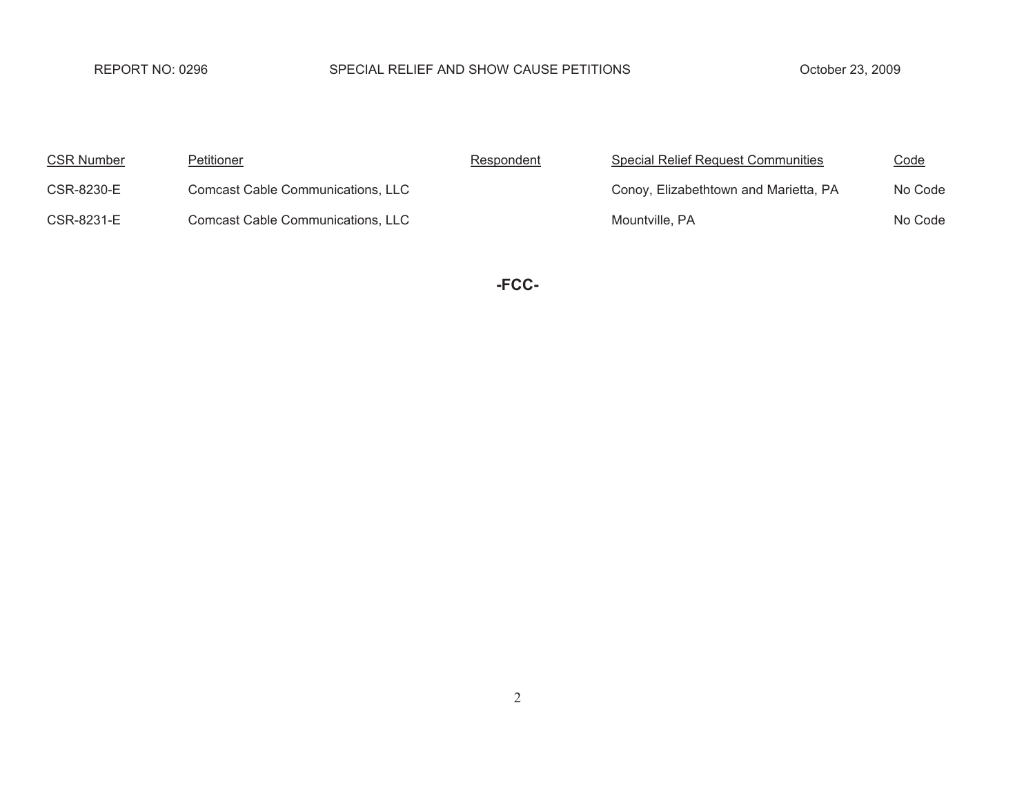| CSR Number | Petitioner | Respondent | Special Relief Request Communities | Code |
|---|---|---|---|---|
| CSR-8230-E | Comcast Cable Communications, LLC | | Conoy, Elizabethtown and Marietta, PA | No Code |
| CSR-8231-E | Comcast Cable Communications, LLC | | Mountville, PA | No Code |

**-FCC-**